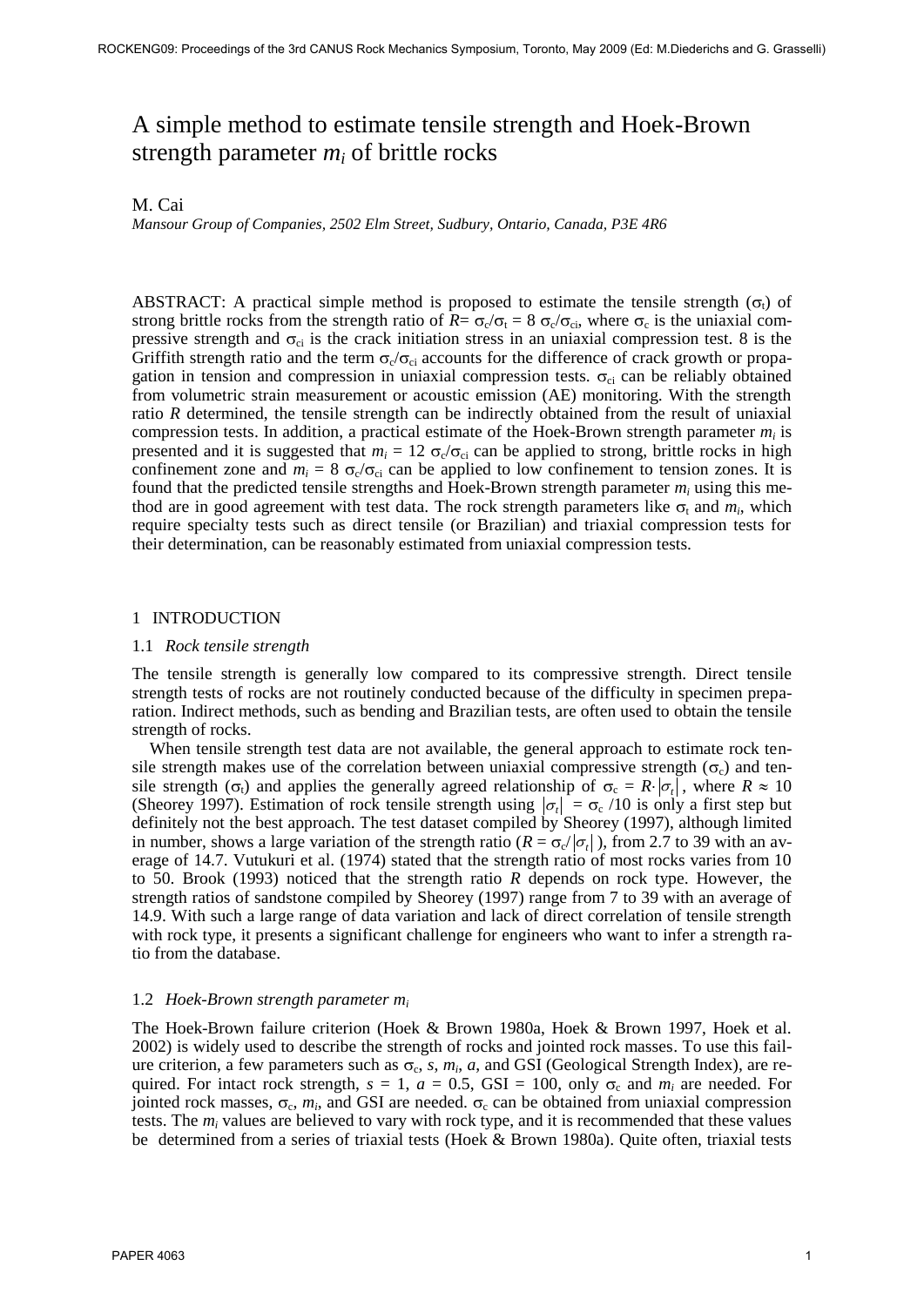# A simple method to estimate tensile strength and Hoek-Brown strength parameter $m_i$ of brittle rocks

M. Cai

*Mansour Group of Companies, 2502 Elm Street, Sudbury, Ontario, Canada, P3E 4R6*

ABSTRACT: A practical simple method is proposed to estimate the tensile strength ($\sigma_t$) of strong brittle rocks from the strength ratio of $R = \sigma_c/\sigma_t = 8\ \sigma_c/\sigma_{ci}$, where $\sigma_c$ is the uniaxial compressive strength and $\sigma_{ci}$ is the crack initiation stress in an uniaxial compression test. 8 is the Griffith strength ratio and the term $\sigma_c/\sigma_{ci}$ accounts for the difference of crack growth or propagation in tension and compression in uniaxial compression tests. $\sigma_{ci}$ can be reliably obtained from volumetric strain measurement or acoustic emission (AE) monitoring. With the strength ratio $R$ determined, the tensile strength can be indirectly obtained from the result of uniaxial compression tests. In addition, a practical estimate of the Hoek-Brown strength parameter $m_i$ is presented and it is suggested that $m_i = 12\ \sigma_c/\sigma_{ci}$ can be applied to strong, brittle rocks in high confinement zone and $m_i = 8\ \sigma_c/\sigma_{ci}$ can be applied to low confinement to tension zones. It is found that the predicted tensile strengths and Hoek-Brown strength parameter $m_i$ using this method are in good agreement with test data. The rock strength parameters like $\sigma_t$ and $m_i$, which require specialty tests such as direct tensile (or Brazilian) and triaxial compression tests for their determination, can be reasonably estimated from uniaxial compression tests.

## 1 INTRODUCTION

### 1.1 *Rock tensile strength*

The tensile strength is generally low compared to its compressive strength. Direct tensile strength tests of rocks are not routinely conducted because of the difficulty in specimen preparation. Indirect methods, such as bending and Brazilian tests, are often used to obtain the tensile strength of rocks.

When tensile strength test data are not available, the general approach to estimate rock tensile strength makes use of the correlation between uniaxial compressive strength ($\sigma_c$) and tensile strength ($\sigma_t$) and applies the generally agreed relationship of $\sigma_c = R \cdot |\sigma_t|$, where $R \approx 10$ (Sheorey 1997). Estimation of rock tensile strength using $|\sigma_t| = \sigma_c/10$ is only a first step but definitely not the best approach. The test dataset compiled by Sheorey (1997), although limited in number, shows a large variation of the strength ratio ($R = \sigma_c/|\sigma_t|$), from 2.7 to 39 with an average of 14.7. Vutukuri et al. (1974) stated that the strength ratio of most rocks varies from 10 to 50. Brook (1993) noticed that the strength ratio $R$ depends on rock type. However, the strength ratios of sandstone compiled by Sheorey (1997) range from 7 to 39 with an average of 14.9. With such a large range of data variation and lack of direct correlation of tensile strength with rock type, it presents a significant challenge for engineers who want to infer a strength ratio from the database.

### 1.2 *Hoek-Brown strength parameter $m_i$*

The Hoek-Brown failure criterion (Hoek & Brown 1980a, Hoek & Brown 1997, Hoek et al. 2002) is widely used to describe the strength of rocks and jointed rock masses. To use this failure criterion, a few parameters such as $\sigma_c$, $s$, $m_i$, $a$, and GSI (Geological Strength Index), are required. For intact rock strength, $s = 1$, $a = 0.5$, GSI = 100, only $\sigma_c$ and $m_i$ are needed. For jointed rock masses, $\sigma_c$, $m_i$, and GSI are needed. $\sigma_c$ can be obtained from uniaxial compression tests. The $m_i$ values are believed to vary with rock type, and it is recommended that these values be determined from a series of triaxial tests (Hoek & Brown 1980a). Quite often, triaxial tests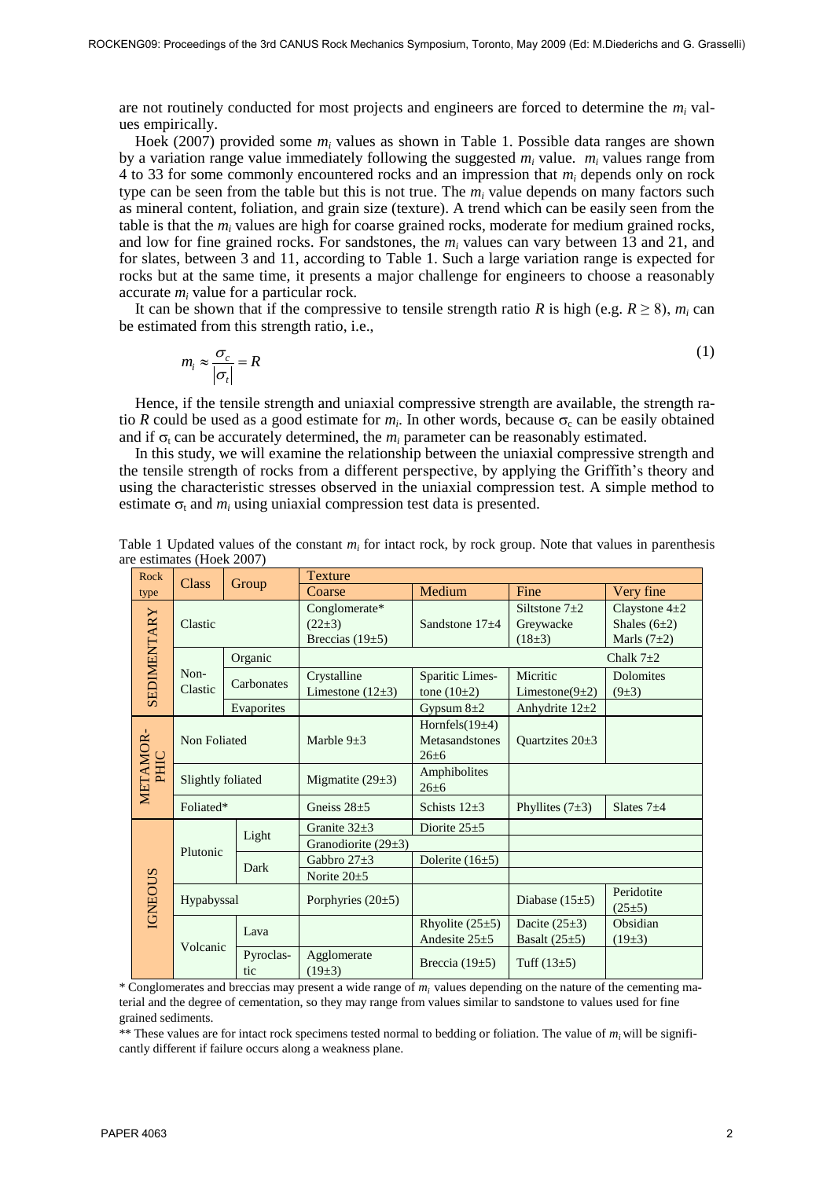are not routinely conducted for most projects and engineers are forced to determine the $m_i$ values empirically.

Hoek (2007) provided some $m_i$ values as shown in Table 1. Possible data ranges are shown by a variation range value immediately following the suggested $m_i$ value. $m_i$ values range from 4 to 33 for some commonly encountered rocks and an impression that $m_i$ depends only on rock type can be seen from the table but this is not true. The $m_i$ value depends on many factors such as mineral content, foliation, and grain size (texture). A trend which can be easily seen from the table is that the $m_i$ values are high for coarse grained rocks, moderate for medium grained rocks, and low for fine grained rocks. For sandstones, the $m_i$ values can vary between 13 and 21, and for slates, between 3 and 11, according to Table 1. Such a large variation range is expected for rocks but at the same time, it presents a major challenge for engineers to choose a reasonably accurate $m_i$ value for a particular rock.

It can be shown that if the compressive to tensile strength ratio $R$ is high (e.g. $R \geq 8$), $m_i$ can be estimated from this strength ratio, i.e.,

$$m_i \approx \frac{\sigma_c}{|\sigma_t|} = R \tag{1}$$

Hence, if the tensile strength and uniaxial compressive strength are available, the strength ratio $R$ could be used as a good estimate for $m_i$. In other words, because $\sigma_c$ can be easily obtained and if $\sigma_t$ can be accurately determined, the $m_i$ parameter can be reasonably estimated.

In this study, we will examine the relationship between the uniaxial compressive strength and the tensile strength of rocks from a different perspective, by applying the Griffith's theory and using the characteristic stresses observed in the uniaxial compression test. A simple method to estimate $\sigma_t$ and $m_i$ using uniaxial compression test data is presented.

Table 1 Updated values of the constant $m_i$ for intact rock, by rock group. Note that values in parenthesis are estimates (Hoek 2007)

| Rock type | Class | Group | Texture | | | |
|---|---|---|---|---|---|---|
| | | | Coarse | Medium | Fine | Very fine |
| SEDIMENTARY | Clastic | | Conglomerate* (22±3) Breccias (19±5) | Sandstone 17±4 | Siltstone 7±2 Greywacke (18±3) | Claystone 4±2 Shales (6±2) Marls (7±2) |
| | Non-Clastic | Organic | | | | Chalk 7±2 |
| | | Carbonates | Crystalline Limestone (12±3) | Sparitic Limestone (10±2) | Micritic Limestone(9±2) | Dolomites (9±3) |
| | | Evaporites | | Gypsum 8±2 | Anhydrite 12±2 | |
| METAMORPHIC | Non Foliated | | Marble 9±3 | Hornfels(19±4) Metasandstones 26±6 | Quartzites 20±3 | |
| | Slightly foliated | | Migmatite (29±3) | Amphibolites 26±6 | | |
| | Foliated* | | Gneiss 28±5 | Schists 12±3 | Phyllites (7±3) | Slates 7±4 |
| IGNEOUS | Plutonic | Light | Granite 32±3 | Diorite 25±5 | | |
| | | | Granodiorite (29±3) | | | |
| | | Dark | Gabbro 27±3 | Dolerite (16±5) | | |
| | | | Norite 20±5 | | | |
| | Hypabyssal | | Porphyries (20±5) | | Diabase (15±5) | Peridotite (25±5) |
| | Volcanic | Lava | | Rhyolite (25±5) Andesite 25±5 | Dacite (25±3) Basalt (25±5) | Obsidian (19±3) |
| | | Pyroclastic | Agglomerate (19±3) | Breccia (19±5) | Tuff (13±5) | |

* Conglomerates and breccias may present a wide range of $m_i$ values depending on the nature of the cementing material and the degree of cementation, so they may range from values similar to sandstone to values used for fine grained sediments.

** These values are for intact rock specimens tested normal to bedding or foliation. The value of $m_i$ will be significantly different if failure occurs along a weakness plane.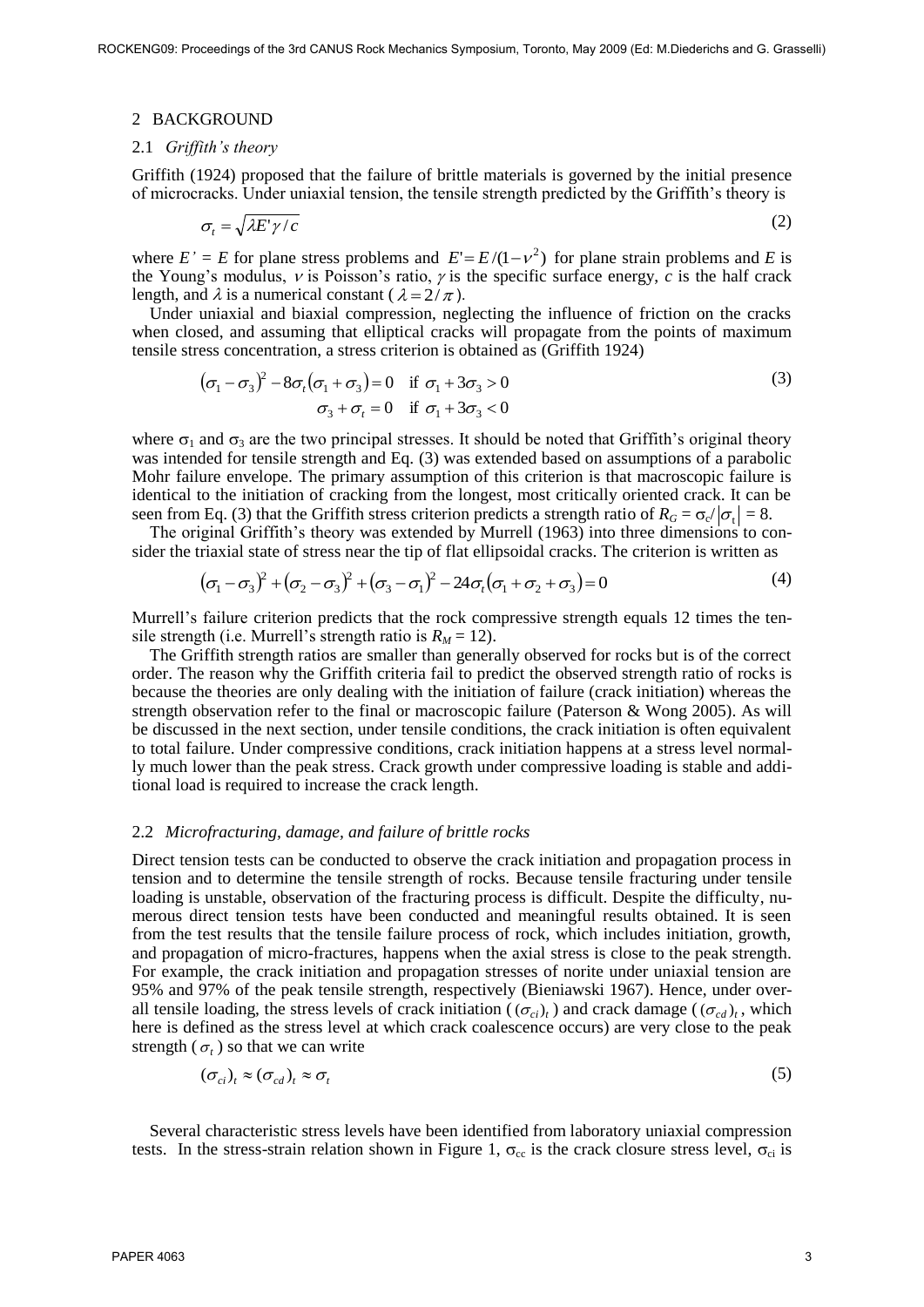## 2 BACKGROUND

### 2.1 *Griffith's theory*

Griffith (1924) proposed that the failure of brittle materials is governed by the initial presence of microcracks. Under uniaxial tension, the tensile strength predicted by the Griffith's theory is

$$\sigma_t = \sqrt{\lambda E' \gamma / c} \tag{2}$$

where $E' = E$ for plane stress problems and $E' = E/(1-\nu^2)$ for plane strain problems and $E$ is the Young's modulus, $\nu$ is Poisson's ratio, $\gamma$ is the specific surface energy, $c$ is the half crack length, and $\lambda$ is a numerical constant ($\lambda = 2/\pi$).

Under uniaxial and biaxial compression, neglecting the influence of friction on the cracks when closed, and assuming that elliptical cracks will propagate from the points of maximum tensile stress concentration, a stress criterion is obtained as (Griffith 1924)

$$\begin{aligned} (\sigma_1 - \sigma_3)^2 - 8\sigma_t(\sigma_1 + \sigma_3) = 0 \quad \text{if } \sigma_1 + 3\sigma_3 > 0 \\ \sigma_3 + \sigma_t = 0 \quad \text{if } \sigma_1 + 3\sigma_3 < 0 \end{aligned} \tag{3}$$

where $\sigma_1$ and $\sigma_3$ are the two principal stresses. It should be noted that Griffith's original theory was intended for tensile strength and Eq. (3) was extended based on assumptions of a parabolic Mohr failure envelope. The primary assumption of this criterion is that macroscopic failure is identical to the initiation of cracking from the longest, most critically oriented crack. It can be seen from Eq. (3) that the Griffith stress criterion predicts a strength ratio of $R_G = \sigma_c/|\sigma_t| = 8$.

The original Griffith's theory was extended by Murrell (1963) into three dimensions to consider the triaxial state of stress near the tip of flat ellipsoidal cracks. The criterion is written as

$$(\sigma_1 - \sigma_3)^2 + (\sigma_2 - \sigma_3)^2 + (\sigma_3 - \sigma_1)^2 - 24\sigma_t(\sigma_1 + \sigma_2 + \sigma_3) = 0 \tag{4}$$

Murrell's failure criterion predicts that the rock compressive strength equals 12 times the tensile strength (i.e. Murrell's strength ratio is $R_M = 12$).

The Griffith strength ratios are smaller than generally observed for rocks but is of the correct order. The reason why the Griffith criteria fail to predict the observed strength ratio of rocks is because the theories are only dealing with the initiation of failure (crack initiation) whereas the strength observation refer to the final or macroscopic failure (Paterson & Wong 2005). As will be discussed in the next section, under tensile conditions, the crack initiation is often equivalent to total failure. Under compressive conditions, crack initiation happens at a stress level normally much lower than the peak stress. Crack growth under compressive loading is stable and additional load is required to increase the crack length.

### 2.2 *Microfracturing, damage, and failure of brittle rocks*

Direct tension tests can be conducted to observe the crack initiation and propagation process in tension and to determine the tensile strength of rocks. Because tensile fracturing under tensile loading is unstable, observation of the fracturing process is difficult. Despite the difficulty, numerous direct tension tests have been conducted and meaningful results obtained. It is seen from the test results that the tensile failure process of rock, which includes initiation, growth, and propagation of micro-fractures, happens when the axial stress is close to the peak strength. For example, the crack initiation and propagation stresses of norite under uniaxial tension are 95% and 97% of the peak tensile strength, respectively (Bieniawski 1967). Hence, under overall tensile loading, the stress levels of crack initiation ($(\sigma_{ci})_t$) and crack damage ($(\sigma_{cd})_t$, which here is defined as the stress level at which crack coalescence occurs) are very close to the peak strength ($\sigma_t$) so that we can write

$$(\sigma_{ci})_t \approx (\sigma_{cd})_t \approx \sigma_t \tag{5}$$

Several characteristic stress levels have been identified from laboratory uniaxial compression tests. In the stress-strain relation shown in Figure 1, $\sigma_{cc}$ is the crack closure stress level, $\sigma_{ci}$ is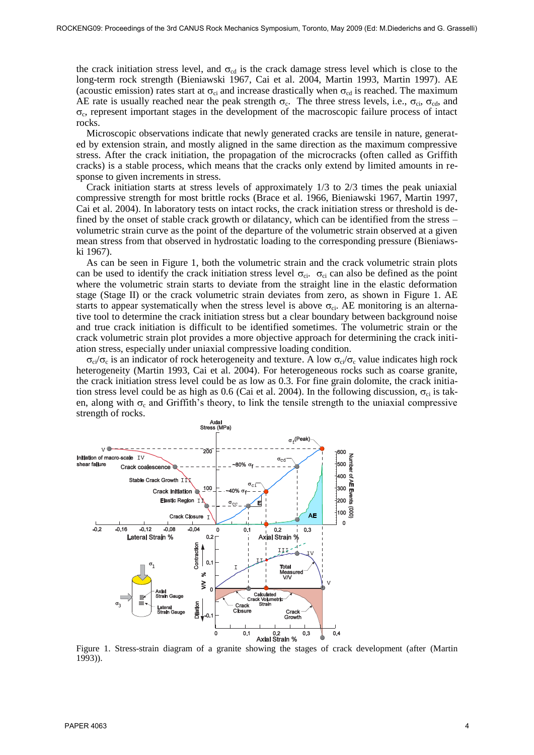the crack initiation stress level, and $\sigma_{cd}$ is the crack damage stress level which is close to the long-term rock strength (Bieniawski 1967, Cai et al. 2004, Martin 1993, Martin 1997). AE (acoustic emission) rates start at $\sigma_{ci}$ and increase drastically when $\sigma_{cd}$ is reached. The maximum AE rate is usually reached near the peak strength $\sigma_c$. The three stress levels, i.e., $\sigma_{ci}$, $\sigma_{cd}$, and $\sigma_c$, represent important stages in the development of the macroscopic failure process of intact rocks.

Microscopic observations indicate that newly generated cracks are tensile in nature, generated by extension strain, and mostly aligned in the same direction as the maximum compressive stress. After the crack initiation, the propagation of the microcracks (often called as Griffith cracks) is a stable process, which means that the cracks only extend by limited amounts in response to given increments in stress.

Crack initiation starts at stress levels of approximately 1/3 to 2/3 times the peak uniaxial compressive strength for most brittle rocks (Brace et al. 1966, Bieniawski 1967, Martin 1997, Cai et al. 2004). In laboratory tests on intact rocks, the crack initiation stress or threshold is defined by the onset of stable crack growth or dilatancy, which can be identified from the stress – volumetric strain curve as the point of the departure of the volumetric strain observed at a given mean stress from that observed in hydrostatic loading to the corresponding pressure (Bieniawski 1967).

As can be seen in Figure 1, both the volumetric strain and the crack volumetric strain plots can be used to identify the crack initiation stress level $\sigma_{ci}$. $\sigma_{ci}$ can also be defined as the point where the volumetric strain starts to deviate from the straight line in the elastic deformation stage (Stage II) or the crack volumetric strain deviates from zero, as shown in Figure 1. AE starts to appear systematically when the stress level is above $\sigma_{ci}$. AE monitoring is an alternative tool to determine the crack initiation stress but a clear boundary between background noise and true crack initiation is difficult to be identified sometimes. The volumetric strain or the crack volumetric strain plot provides a more objective approach for determining the crack initiation stress, especially under uniaxial compressive loading condition.

$\sigma_{ci}/\sigma_c$ is an indicator of rock heterogeneity and texture. A low $\sigma_{ci}/\sigma_c$ value indicates high rock heterogeneity (Martin 1993, Cai et al. 2004). For heterogeneous rocks such as coarse granite, the crack initiation stress level could be as low as 0.3. For fine grain dolomite, the crack initiation stress level could be as high as 0.6 (Cai et al. 2004). In the following discussion, $\sigma_{ci}$ is taken, along with $\sigma_c$ and Griffith's theory, to link the tensile strength to the uniaxial compressive strength of rocks.

Figure 1. Stress-strain diagram of a granite showing the stages of crack development (after (Martin 1993)).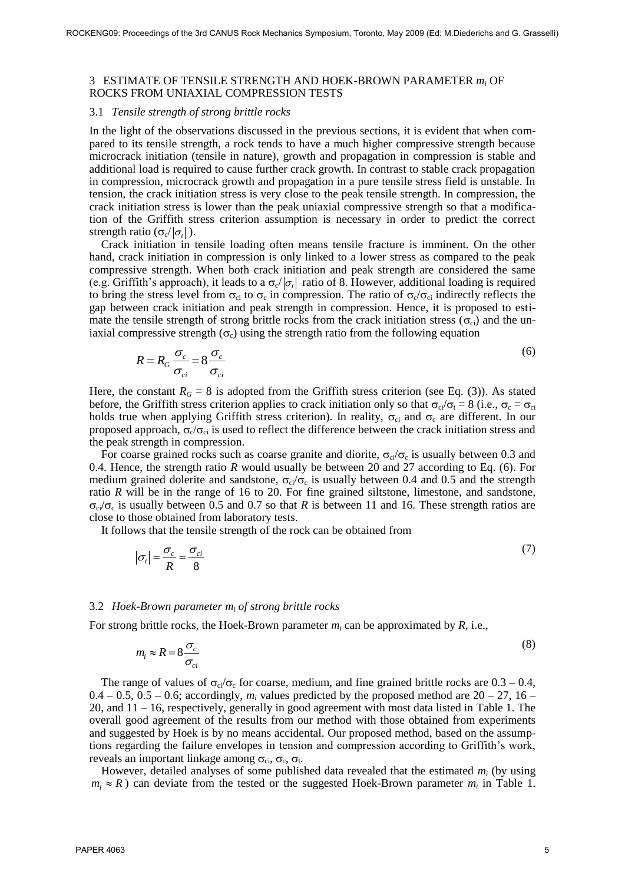## 3 ESTIMATE OF TENSILE STRENGTH AND HOEK-BROWN PARAMETER $m_i$ OF ROCKS FROM UNIAXIAL COMPRESSION TESTS

### 3.1 *Tensile strength of strong brittle rocks*

In the light of the observations discussed in the previous sections, it is evident that when compared to its tensile strength, a rock tends to have a much higher compressive strength because microcrack initiation (tensile in nature), growth and propagation in compression is stable and additional load is required to cause further crack growth. In contrast to stable crack propagation in compression, microcrack growth and propagation in a pure tensile stress field is unstable. In tension, the crack initiation stress is very close to the peak tensile strength. In compression, the crack initiation stress is lower than the peak uniaxial compressive strength so that a modification of the Griffith stress criterion assumption is necessary in order to predict the correct strength ratio ($\sigma_c/|\sigma_t|$).

Crack initiation in tensile loading often means tensile fracture is imminent. On the other hand, crack initiation in compression is only linked to a lower stress as compared to the peak compressive strength. When both crack initiation and peak strength are considered the same (e.g. Griffith's approach), it leads to a $\sigma_c/|\sigma_t|$ ratio of 8. However, additional loading is required to bring the stress level from $\sigma_{ci}$ to $\sigma_c$ in compression. The ratio of $\sigma_c/\sigma_{ci}$ indirectly reflects the gap between crack initiation and peak strength in compression. Hence, it is proposed to estimate the tensile strength of strong brittle rocks from the crack initiation stress ($\sigma_{ci}$) and the uniaxial compressive strength ($\sigma_c$) using the strength ratio from the following equation

$$R = R_G \frac{\sigma_c}{\sigma_{ci}} = 8\frac{\sigma_c}{\sigma_{ci}} \tag{6}$$

Here, the constant $R_G = 8$ is adopted from the Griffith stress criterion (see Eq. (3)). As stated before, the Griffith stress criterion applies to crack initiation only so that $\sigma_{ci}/\sigma_t = 8$ (i.e., $\sigma_c = \sigma_{ci}$ holds true when applying Griffith stress criterion). In reality, $\sigma_{ci}$ and $\sigma_c$ are different. In our proposed approach, $\sigma_c/\sigma_{ci}$ is used to reflect the difference between the crack initiation stress and the peak strength in compression.

For coarse grained rocks such as coarse granite and diorite, $\sigma_{ci}/\sigma_c$ is usually between 0.3 and 0.4. Hence, the strength ratio $R$ would usually be between 20 and 27 according to Eq. (6). For medium grained dolerite and sandstone, $\sigma_{ci}/\sigma_c$ is usually between 0.4 and 0.5 and the strength ratio $R$ will be in the range of 16 to 20. For fine grained siltstone, limestone, and sandstone, $\sigma_{ci}/\sigma_c$ is usually between 0.5 and 0.7 so that $R$ is between 11 and 16. These strength ratios are close to those obtained from laboratory tests.

It follows that the tensile strength of the rock can be obtained from

$$|\sigma_t| = \frac{\sigma_c}{R} = \frac{\sigma_{ci}}{8} \tag{7}$$

### 3.2 *Hoek-Brown parameter $m_i$ of strong brittle rocks*

For strong brittle rocks, the Hoek-Brown parameter $m_i$ can be approximated by $R$, i.e.,

$$m_i \approx R = 8\frac{\sigma_c}{\sigma_{ci}} \tag{8}$$

The range of values of $\sigma_{ci}/\sigma_c$ for coarse, medium, and fine grained brittle rocks are 0.3 – 0.4, 0.4 – 0.5, 0.5 – 0.6; accordingly, $m_i$ values predicted by the proposed method are 20 – 27, 16 – 20, and 11 – 16, respectively, generally in good agreement with most data listed in Table 1. The overall good agreement of the results from our method with those obtained from experiments and suggested by Hoek is by no means accidental. Our proposed method, based on the assumptions regarding the failure envelopes in tension and compression according to Griffith's work, reveals an important linkage among $\sigma_{ci}$, $\sigma_c$, $\sigma_t$.

However, detailed analyses of some published data revealed that the estimated $m_i$ (by using $m_i \approx R$) can deviate from the tested or the suggested Hoek-Brown parameter $m_i$ in Table 1.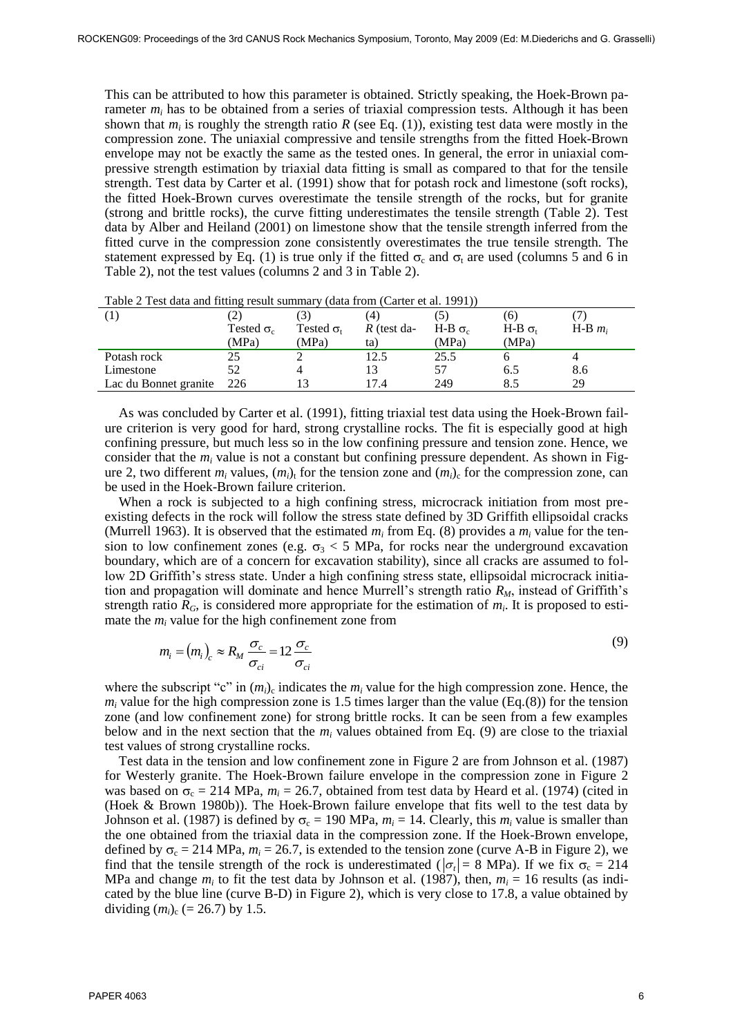This can be attributed to how this parameter is obtained. Strictly speaking, the Hoek-Brown parameter $m_i$ has to be obtained from a series of triaxial compression tests. Although it has been shown that $m_i$ is roughly the strength ratio $R$ (see Eq. (1)), existing test data were mostly in the compression zone. The uniaxial compressive and tensile strengths from the fitted Hoek-Brown envelope may not be exactly the same as the tested ones. In general, the error in uniaxial compressive strength estimation by triaxial data fitting is small as compared to that for the tensile strength. Test data by Carter et al. (1991) show that for potash rock and limestone (soft rocks), the fitted Hoek-Brown curves overestimate the tensile strength of the rocks, but for granite (strong and brittle rocks), the curve fitting underestimates the tensile strength (Table 2). Test data by Alber and Heiland (2001) on limestone show that the tensile strength inferred from the fitted curve in the compression zone consistently overestimates the true tensile strength. The statement expressed by Eq. (1) is true only if the fitted $\sigma_c$ and $\sigma_t$ are used (columns 5 and 6 in Table 2), not the test values (columns 2 and 3 in Table 2).

Table 2 Test data and fitting result summary (data from (Carter et al. 1991))

| (1) | (2) Tested $\sigma_c$ (MPa) | (3) Tested $\sigma_t$ (MPa) | (4) $R$ (test data) | (5) H-B $\sigma_c$ (MPa) | (6) H-B $\sigma_t$ (MPa) | (7) H-B $m_i$ |
|---|---|---|---|---|---|---|
| Potash rock | 25 | 2 | 12.5 | 25.5 | 6 | 4 |
| Limestone | 52 | 4 | 13 | 57 | 6.5 | 8.6 |
| Lac du Bonnet granite | 226 | 13 | 17.4 | 249 | 8.5 | 29 |

As was concluded by Carter et al. (1991), fitting triaxial test data using the Hoek-Brown failure criterion is very good for hard, strong crystalline rocks. The fit is especially good at high confining pressure, but much less so in the low confining pressure and tension zone. Hence, we consider that the $m_i$ value is not a constant but confining pressure dependent. As shown in Figure 2, two different $m_i$ values, $(m_i)_t$ for the tension zone and $(m_i)_c$ for the compression zone, can be used in the Hoek-Brown failure criterion.

When a rock is subjected to a high confining stress, microcrack initiation from most pre-existing defects in the rock will follow the stress state defined by 3D Griffith ellipsoidal cracks (Murrell 1963). It is observed that the estimated $m_i$ from Eq. (8) provides a $m_i$ value for the tension to low confinement zones (e.g. $\sigma_3 < 5$ MPa, for rocks near the underground excavation boundary, which are of a concern for excavation stability), since all cracks are assumed to follow 2D Griffith's stress state. Under a high confining stress state, ellipsoidal microcrack initiation and propagation will dominate and hence Murrell's strength ratio $R_M$, instead of Griffith's strength ratio $R_G$, is considered more appropriate for the estimation of $m_i$. It is proposed to estimate the $m_i$ value for the high confinement zone from

$$m_i = (m_i)_c \approx R_M \frac{\sigma_c}{\sigma_{ci}} = 12 \frac{\sigma_c}{\sigma_{ci}} \tag{9}$$

where the subscript "c" in $(m_i)_c$ indicates the $m_i$ value for the high compression zone. Hence, the $m_i$ value for the high compression zone is 1.5 times larger than the value (Eq.(8)) for the tension zone (and low confinement zone) for strong brittle rocks. It can be seen from a few examples below and in the next section that the $m_i$ values obtained from Eq. (9) are close to the triaxial test values of strong crystalline rocks.

Test data in the tension and low confinement zone in Figure 2 are from Johnson et al. (1987) for Westerly granite. The Hoek-Brown failure envelope in the compression zone in Figure 2 was based on $\sigma_c = 214$ MPa, $m_i = 26.7$, obtained from test data by Heard et al. (1974) (cited in (Hoek & Brown 1980b)). The Hoek-Brown failure envelope that fits well to the test data by Johnson et al. (1987) is defined by $\sigma_c = 190$ MPa, $m_i = 14$. Clearly, this $m_i$ value is smaller than the one obtained from the triaxial data in the compression zone. If the Hoek-Brown envelope, defined by $\sigma_c = 214$ MPa, $m_i = 26.7$, is extended to the tension zone (curve A-B in Figure 2), we find that the tensile strength of the rock is underestimated ($|\sigma_t| = 8$ MPa). If we fix $\sigma_c = 214$ MPa and change $m_i$ to fit the test data by Johnson et al. (1987), then, $m_i = 16$ results (as indicated by the blue line (curve B-D) in Figure 2), which is very close to 17.8, a value obtained by dividing $(m_i)_c$ (= 26.7) by 1.5.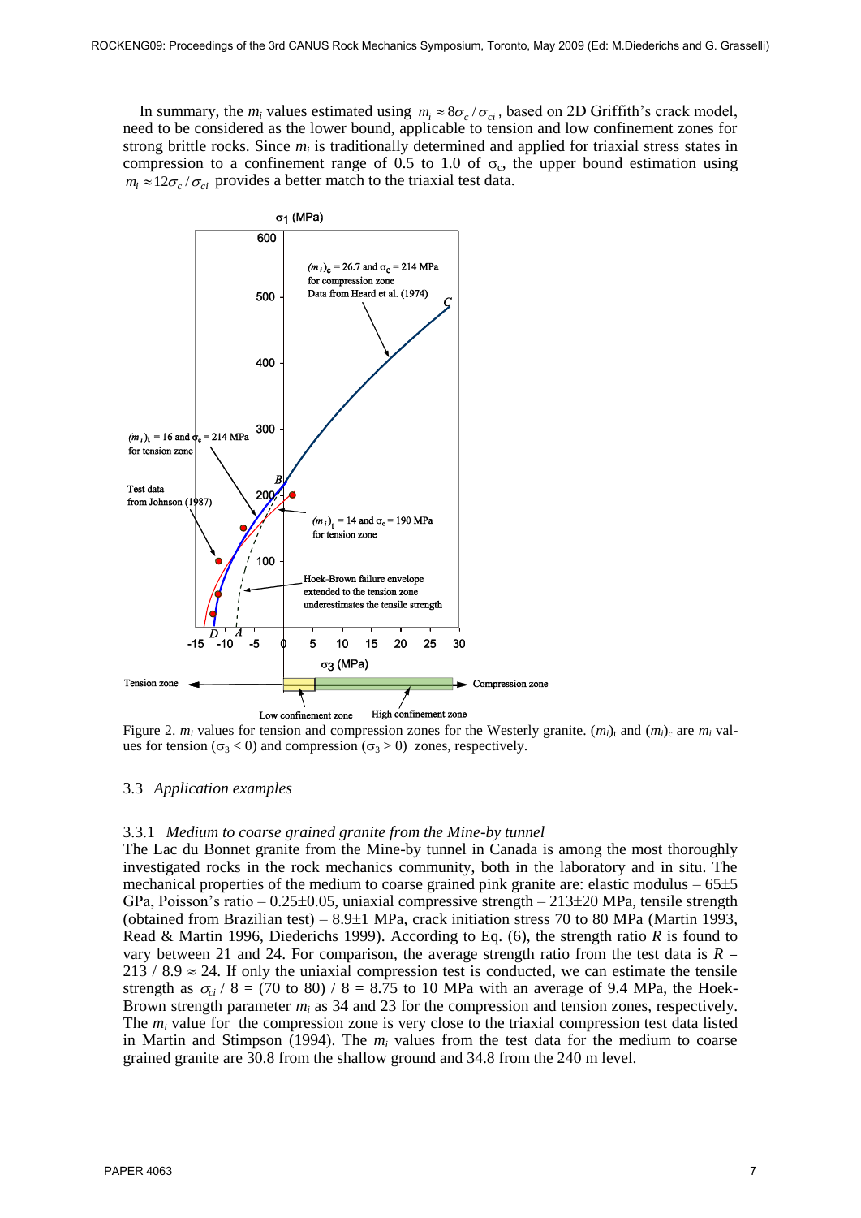In summary, the $m_i$ values estimated using $m_i \approx 8\sigma_c / \sigma_{ci}$, based on 2D Griffith's crack model, need to be considered as the lower bound, applicable to tension and low confinement zones for strong brittle rocks. Since $m_i$ is traditionally determined and applied for triaxial stress states in compression to a confinement range of 0.5 to 1.0 of $\sigma_c$, the upper bound estimation using $m_i \approx 12\sigma_c / \sigma_{ci}$ provides a better match to the triaxial test data.

Figure 2. $m_i$ values for tension and compression zones for the Westerly granite. $(m_i)_t$ and $(m_i)_c$ are $m_i$ values for tension ($\sigma_3 < 0$) and compression ($\sigma_3 > 0$) zones, respectively.

## 3.3 *Application examples*

### 3.3.1 *Medium to coarse grained granite from the Mine-by tunnel*

The Lac du Bonnet granite from the Mine-by tunnel in Canada is among the most thoroughly investigated rocks in the rock mechanics community, both in the laboratory and in situ. The mechanical properties of the medium to coarse grained pink granite are: elastic modulus – 65±5 GPa, Poisson's ratio – 0.25±0.05, uniaxial compressive strength – 213±20 MPa, tensile strength (obtained from Brazilian test) – 8.9±1 MPa, crack initiation stress 70 to 80 MPa (Martin 1993, Read & Martin 1996, Diederichs 1999). According to Eq. (6), the strength ratio $R$ is found to vary between 21 and 24. For comparison, the average strength ratio from the test data is $R = 213 / 8.9 \approx 24$. If only the uniaxial compression test is conducted, we can estimate the tensile strength as $\sigma_{ci} / 8 = (70 \text{ to } 80) / 8 = 8.75$ to 10 MPa with an average of 9.4 MPa, the Hoek-Brown strength parameter $m_i$ as 34 and 23 for the compression and tension zones, respectively. The $m_i$ value for the compression zone is very close to the triaxial compression test data listed in Martin and Stimpson (1994). The $m_i$ values from the test data for the medium to coarse grained granite are 30.8 from the shallow ground and 34.8 from the 240 m level.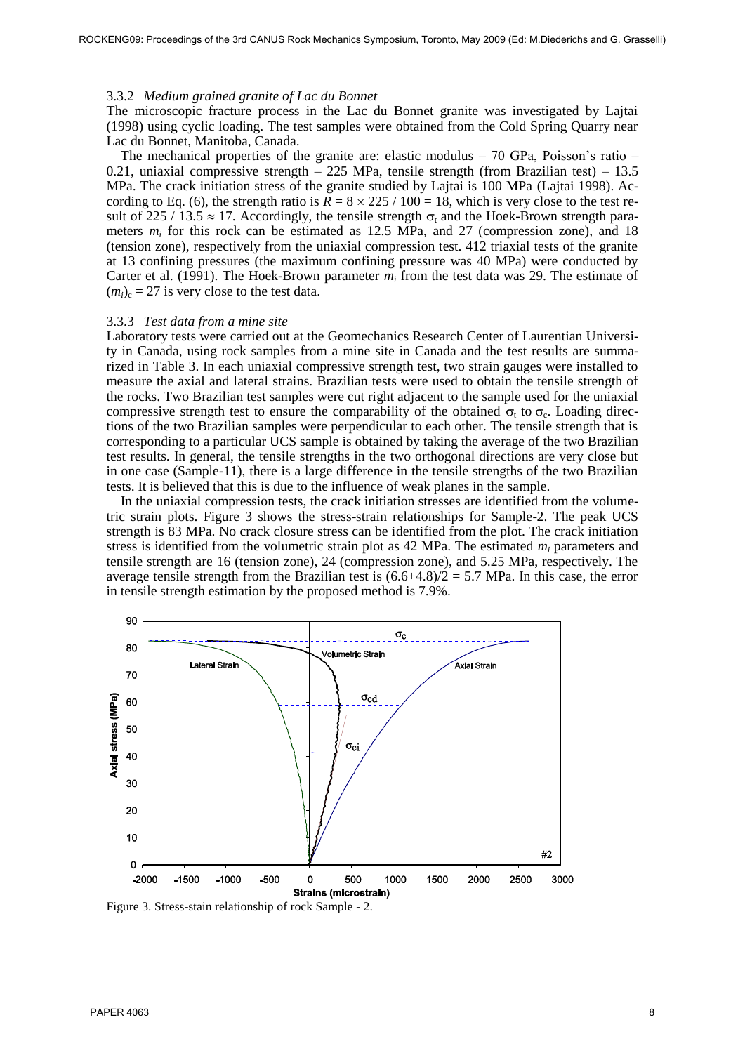### 3.3.2 *Medium grained granite of Lac du Bonnet*

The microscopic fracture process in the Lac du Bonnet granite was investigated by Lajtai (1998) using cyclic loading. The test samples were obtained from the Cold Spring Quarry near Lac du Bonnet, Manitoba, Canada.

The mechanical properties of the granite are: elastic modulus – 70 GPa, Poisson's ratio – 0.21, uniaxial compressive strength – 225 MPa, tensile strength (from Brazilian test) – 13.5 MPa. The crack initiation stress of the granite studied by Lajtai is 100 MPa (Lajtai 1998). According to Eq. (6), the strength ratio is $R = 8 \times 225 / 100 = 18$, which is very close to the test result of $225 / 13.5 \approx 17$. Accordingly, the tensile strength $\sigma_t$ and the Hoek-Brown strength parameters $m_i$ for this rock can be estimated as 12.5 MPa, and 27 (compression zone), and 18 (tension zone), respectively from the uniaxial compression test. 412 triaxial tests of the granite at 13 confining pressures (the maximum confining pressure was 40 MPa) were conducted by Carter et al. (1991). The Hoek-Brown parameter $m_i$ from the test data was 29. The estimate of $(m_i)_c = 27$ is very close to the test data.

### 3.3.3 *Test data from a mine site*

Laboratory tests were carried out at the Geomechanics Research Center of Laurentian University in Canada, using rock samples from a mine site in Canada and the test results are summarized in Table 3. In each uniaxial compressive strength test, two strain gauges were installed to measure the axial and lateral strains. Brazilian tests were used to obtain the tensile strength of the rocks. Two Brazilian test samples were cut right adjacent to the sample used for the uniaxial compressive strength test to ensure the comparability of the obtained $\sigma_t$ to $\sigma_c$. Loading directions of the two Brazilian samples were perpendicular to each other. The tensile strength that is corresponding to a particular UCS sample is obtained by taking the average of the two Brazilian test results. In general, the tensile strengths in the two orthogonal directions are very close but in one case (Sample-11), there is a large difference in the tensile strengths of the two Brazilian tests. It is believed that this is due to the influence of weak planes in the sample.

In the uniaxial compression tests, the crack initiation stresses are identified from the volumetric strain plots. Figure 3 shows the stress-strain relationships for Sample-2. The peak UCS strength is 83 MPa. No crack closure stress can be identified from the plot. The crack initiation stress is identified from the volumetric strain plot as 42 MPa. The estimated $m_i$ parameters and tensile strength are 16 (tension zone), 24 (compression zone), and 5.25 MPa, respectively. The average tensile strength from the Brazilian test is $(6.6+4.8)/2 = 5.7$ MPa. In this case, the error in tensile strength estimation by the proposed method is 7.9%.

Figure 3. Stress-stain relationship of rock Sample - 2.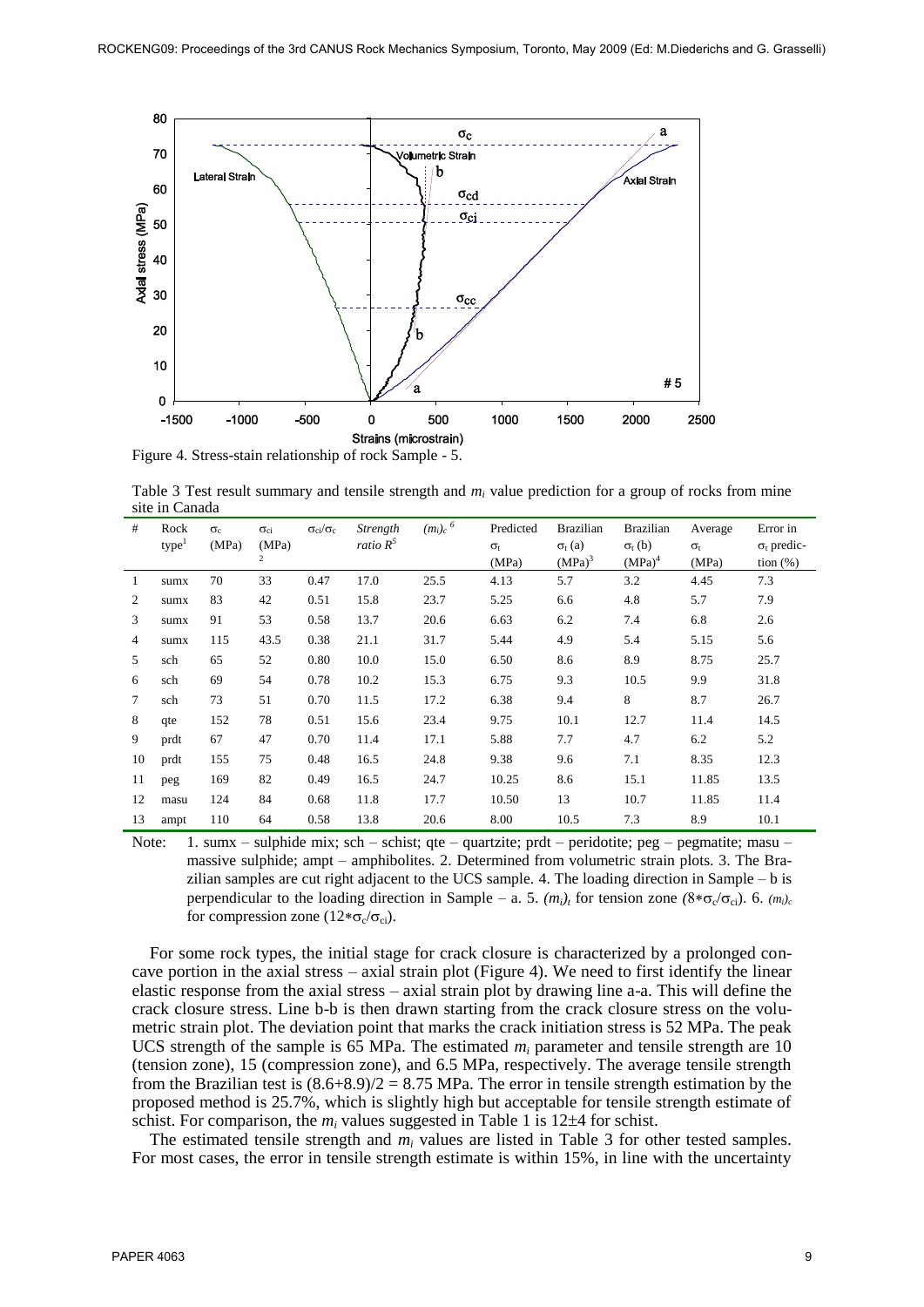Figure 4. Stress-stain relationship of rock Sample - 5.

Table 3 Test result summary and tensile strength and $m_i$ value prediction for a group of rocks from mine site in Canada

| # | Rock type[1] | $\sigma_c$ (MPa) | $\sigma_{ci}$ (MPa)[2] | $\sigma_{ci}/\sigma_c$ | *Strength ratio* $R^5$ | $(m_i)_c$ [6] | Predicted $\sigma_t$ (MPa) | Brazilian $\sigma_t$ (a) (MPa)[3] | Brazilian $\sigma_t$ (b) (MPa)[4] | Average $\sigma_t$ (MPa) | Error in $\sigma_t$ prediction (%) |
|---|---|---|---|---|---|---|---|---|---|---|---|
| 1 | sumx | 70 | 33 | 0.47 | 17.0 | 25.5 | 4.13 | 5.7 | 3.2 | 4.45 | 7.3 |
| 2 | sumx | 83 | 42 | 0.51 | 15.8 | 23.7 | 5.25 | 6.6 | 4.8 | 5.7 | 7.9 |
| 3 | sumx | 91 | 53 | 0.58 | 13.7 | 20.6 | 6.63 | 6.2 | 7.4 | 6.8 | 2.6 |
| 4 | sumx | 115 | 43.5 | 0.38 | 21.1 | 31.7 | 5.44 | 4.9 | 5.4 | 5.15 | 5.6 |
| 5 | sch | 65 | 52 | 0.80 | 10.0 | 15.0 | 6.50 | 8.6 | 8.9 | 8.75 | 25.7 |
| 6 | sch | 69 | 54 | 0.78 | 10.2 | 15.3 | 6.75 | 9.3 | 10.5 | 9.9 | 31.8 |
| 7 | sch | 73 | 51 | 0.70 | 11.5 | 17.2 | 6.38 | 9.4 | 8 | 8.7 | 26.7 |
| 8 | qte | 152 | 78 | 0.51 | 15.6 | 23.4 | 9.75 | 10.1 | 12.7 | 11.4 | 14.5 |
| 9 | prdt | 67 | 47 | 0.70 | 11.4 | 17.1 | 5.88 | 7.7 | 4.7 | 6.2 | 5.2 |
| 10 | prdt | 155 | 75 | 0.48 | 16.5 | 24.8 | 9.38 | 9.6 | 7.1 | 8.35 | 12.3 |
| 11 | peg | 169 | 82 | 0.49 | 16.5 | 24.7 | 10.25 | 8.6 | 15.1 | 11.85 | 13.5 |
| 12 | masu | 124 | 84 | 0.68 | 11.8 | 17.7 | 10.50 | 13 | 10.7 | 11.85 | 11.4 |
| 13 | ampt | 110 | 64 | 0.58 | 13.8 | 20.6 | 8.00 | 10.5 | 7.3 | 8.9 | 10.1 |

Note: 1. sumx – sulphide mix; sch – schist; qte – quartzite; prdt – peridotite; peg – pegmatite; masu – massive sulphide; ampt – amphibolites. 2. Determined from volumetric strain plots. 3. The Brazilian samples are cut right adjacent to the UCS sample. 4. The loading direction in Sample – b is perpendicular to the loading direction in Sample – a. 5. $(m_i)_t$ for tension zone $(8*\sigma_c/\sigma_{ci})$. 6. $(m_i)_c$ for compression zone $(12*\sigma_c/\sigma_{ci})$.

For some rock types, the initial stage for crack closure is characterized by a prolonged concave portion in the axial stress – axial strain plot (Figure 4). We need to first identify the linear elastic response from the axial stress – axial strain plot by drawing line a-a. This will define the crack closure stress. Line b-b is then drawn starting from the crack closure stress on the volumetric strain plot. The deviation point that marks the crack initiation stress is 52 MPa. The peak UCS strength of the sample is 65 MPa. The estimated $m_i$ parameter and tensile strength are 10 (tension zone), 15 (compression zone), and 6.5 MPa, respectively. The average tensile strength from the Brazilian test is $(8.6+8.9)/2 = 8.75$ MPa. The error in tensile strength estimation by the proposed method is 25.7%, which is slightly high but acceptable for tensile strength estimate of schist. For comparison, the $m_i$ values suggested in Table 1 is 12±4 for schist.

The estimated tensile strength and $m_i$ values are listed in Table 3 for other tested samples. For most cases, the error in tensile strength estimate is within 15%, in line with the uncertainty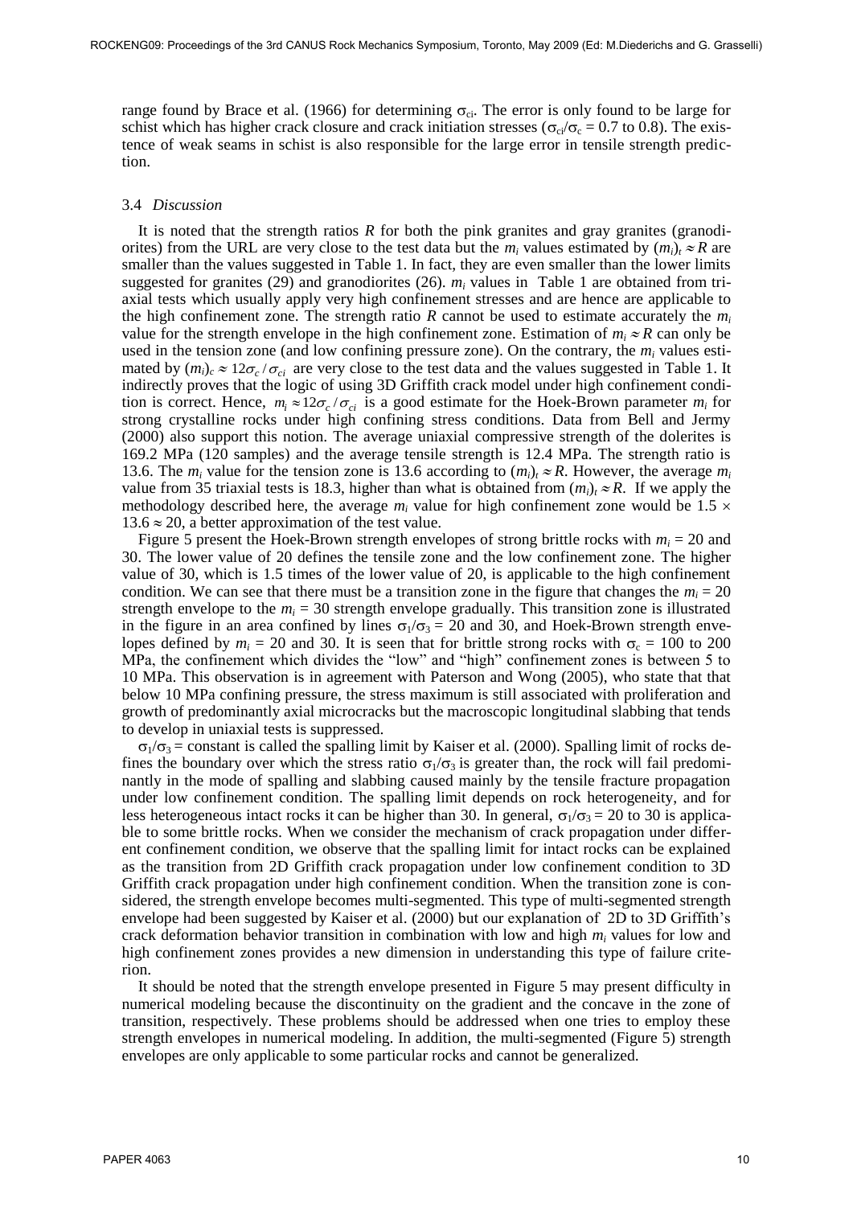range found by Brace et al. (1966) for determining $\sigma_{ci}$. The error is only found to be large for schist which has higher crack closure and crack initiation stresses ($\sigma_{ci}/\sigma_c$ = 0.7 to 0.8). The existence of weak seams in schist is also responsible for the large error in tensile strength prediction.

### 3.4 *Discussion*

It is noted that the strength ratios $R$ for both the pink granites and gray granites (granodiorites) from the URL are very close to the test data but the $m_i$ values estimated by $(m_i)_t \approx R$ are smaller than the values suggested in Table 1. In fact, they are even smaller than the lower limits suggested for granites (29) and granodiorites (26). $m_i$ values in Table 1 are obtained from triaxial tests which usually apply very high confinement stresses and are hence are applicable to the high confinement zone. The strength ratio $R$ cannot be used to estimate accurately the $m_i$ value for the strength envelope in the high confinement zone. Estimation of $m_i \approx R$ can only be used in the tension zone (and low confining pressure zone). On the contrary, the $m_i$ values estimated by $(m_i)_c \approx 12\sigma_c/\sigma_{ci}$ are very close to the test data and the values suggested in Table 1. It indirectly proves that the logic of using 3D Griffith crack model under high confinement condition is correct. Hence, $m_i \approx 12\sigma_c/\sigma_{ci}$ is a good estimate for the Hoek-Brown parameter $m_i$ for strong crystalline rocks under high confining stress conditions. Data from Bell and Jermy (2000) also support this notion. The average uniaxial compressive strength of the dolerites is 169.2 MPa (120 samples) and the average tensile strength is 12.4 MPa. The strength ratio is 13.6. The $m_i$ value for the tension zone is 13.6 according to $(m_i)_t \approx R$. However, the average $m_i$ value from 35 triaxial tests is 18.3, higher than what is obtained from $(m_i)_t \approx R$. If we apply the methodology described here, the average $m_i$ value for high confinement zone would be $1.5 \times 13.6 \approx 20$, a better approximation of the test value.

Figure 5 present the Hoek-Brown strength envelopes of strong brittle rocks with $m_i$ = 20 and 30. The lower value of 20 defines the tensile zone and the low confinement zone. The higher value of 30, which is 1.5 times of the lower value of 20, is applicable to the high confinement condition. We can see that there must be a transition zone in the figure that changes the $m_i$ = 20 strength envelope to the $m_i$ = 30 strength envelope gradually. This transition zone is illustrated in the figure in an area confined by lines $\sigma_1/\sigma_3$ = 20 and 30, and Hoek-Brown strength envelopes defined by $m_i$ = 20 and 30. It is seen that for brittle strong rocks with $\sigma_c$ = 100 to 200 MPa, the confinement which divides the "low" and "high" confinement zones is between 5 to 10 MPa. This observation is in agreement with Paterson and Wong (2005), who state that that below 10 MPa confining pressure, the stress maximum is still associated with proliferation and growth of predominantly axial microcracks but the macroscopic longitudinal slabbing that tends to develop in uniaxial tests is suppressed.

$\sigma_1/\sigma_3$ = constant is called the spalling limit by Kaiser et al. (2000). Spalling limit of rocks defines the boundary over which the stress ratio $\sigma_1/\sigma_3$ is greater than, the rock will fail predominantly in the mode of spalling and slabbing caused mainly by the tensile fracture propagation under low confinement condition. The spalling limit depends on rock heterogeneity, and for less heterogeneous intact rocks it can be higher than 30. In general, $\sigma_1/\sigma_3$ = 20 to 30 is applicable to some brittle rocks. When we consider the mechanism of crack propagation under different confinement condition, we observe that the spalling limit for intact rocks can be explained as the transition from 2D Griffith crack propagation under low confinement condition to 3D Griffith crack propagation under high confinement condition. When the transition zone is considered, the strength envelope becomes multi-segmented. This type of multi-segmented strength envelope had been suggested by Kaiser et al. (2000) but our explanation of 2D to 3D Griffith's crack deformation behavior transition in combination with low and high $m_i$ values for low and high confinement zones provides a new dimension in understanding this type of failure criterion.

It should be noted that the strength envelope presented in Figure 5 may present difficulty in numerical modeling because the discontinuity on the gradient and the concave in the zone of transition, respectively. These problems should be addressed when one tries to employ these strength envelopes in numerical modeling. In addition, the multi-segmented (Figure 5) strength envelopes are only applicable to some particular rocks and cannot be generalized.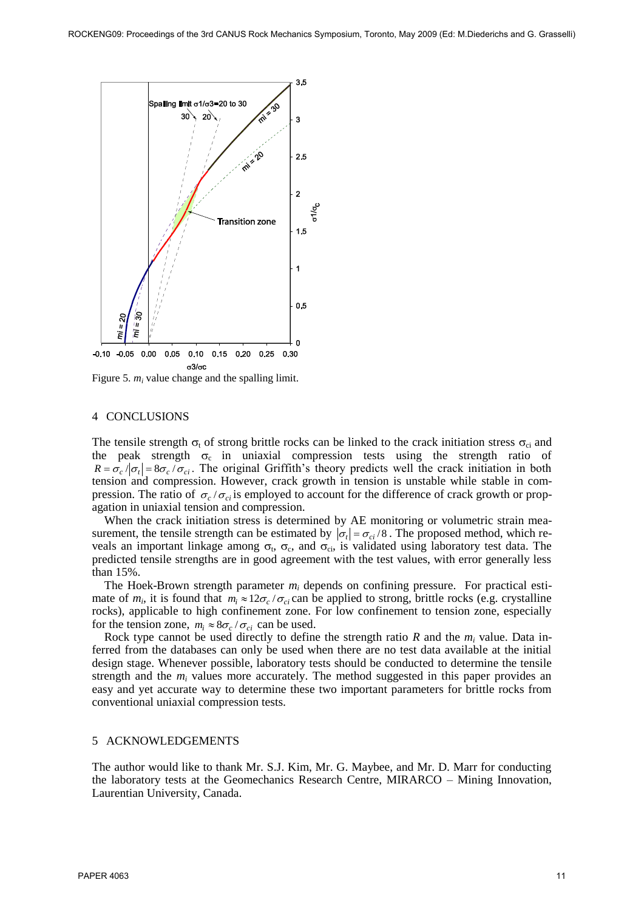Figure 5. $m_i$ value change and the spalling limit.

## 4 CONCLUSIONS

The tensile strength $\sigma_t$ of strong brittle rocks can be linked to the crack initiation stress $\sigma_{ci}$ and the peak strength $\sigma_c$ in uniaxial compression tests using the strength ratio of $R = \sigma_c / |\sigma_t| = 8\sigma_c / \sigma_{ci}$. The original Griffith's theory predicts well the crack initiation in both tension and compression. However, crack growth in tension is unstable while stable in compression. The ratio of $\sigma_c / \sigma_{ci}$ is employed to account for the difference of crack growth or propagation in uniaxial tension and compression.

When the crack initiation stress is determined by AE monitoring or volumetric strain measurement, the tensile strength can be estimated by $|\sigma_t| = \sigma_{ci} / 8$. The proposed method, which reveals an important linkage among $\sigma_t$, $\sigma_c$, and $\sigma_{ci}$, is validated using laboratory test data. The predicted tensile strengths are in good agreement with the test values, with error generally less than 15%.

The Hoek-Brown strength parameter $m_i$ depends on confining pressure. For practical estimate of $m_i$, it is found that $m_i \approx 12\sigma_c / \sigma_{ci}$ can be applied to strong, brittle rocks (e.g. crystalline rocks), applicable to high confinement zone. For low confinement to tension zone, especially for the tension zone, $m_i \approx 8\sigma_c / \sigma_{ci}$ can be used.

Rock type cannot be used directly to define the strength ratio $R$ and the $m_i$ value. Data inferred from the databases can only be used when there are no test data available at the initial design stage. Whenever possible, laboratory tests should be conducted to determine the tensile strength and the $m_i$ values more accurately. The method suggested in this paper provides an easy and yet accurate way to determine these two important parameters for brittle rocks from conventional uniaxial compression tests.

## 5 ACKNOWLEDGEMENTS

The author would like to thank Mr. S.J. Kim, Mr. G. Maybee, and Mr. D. Marr for conducting the laboratory tests at the Geomechanics Research Centre, MIRARCO – Mining Innovation, Laurentian University, Canada.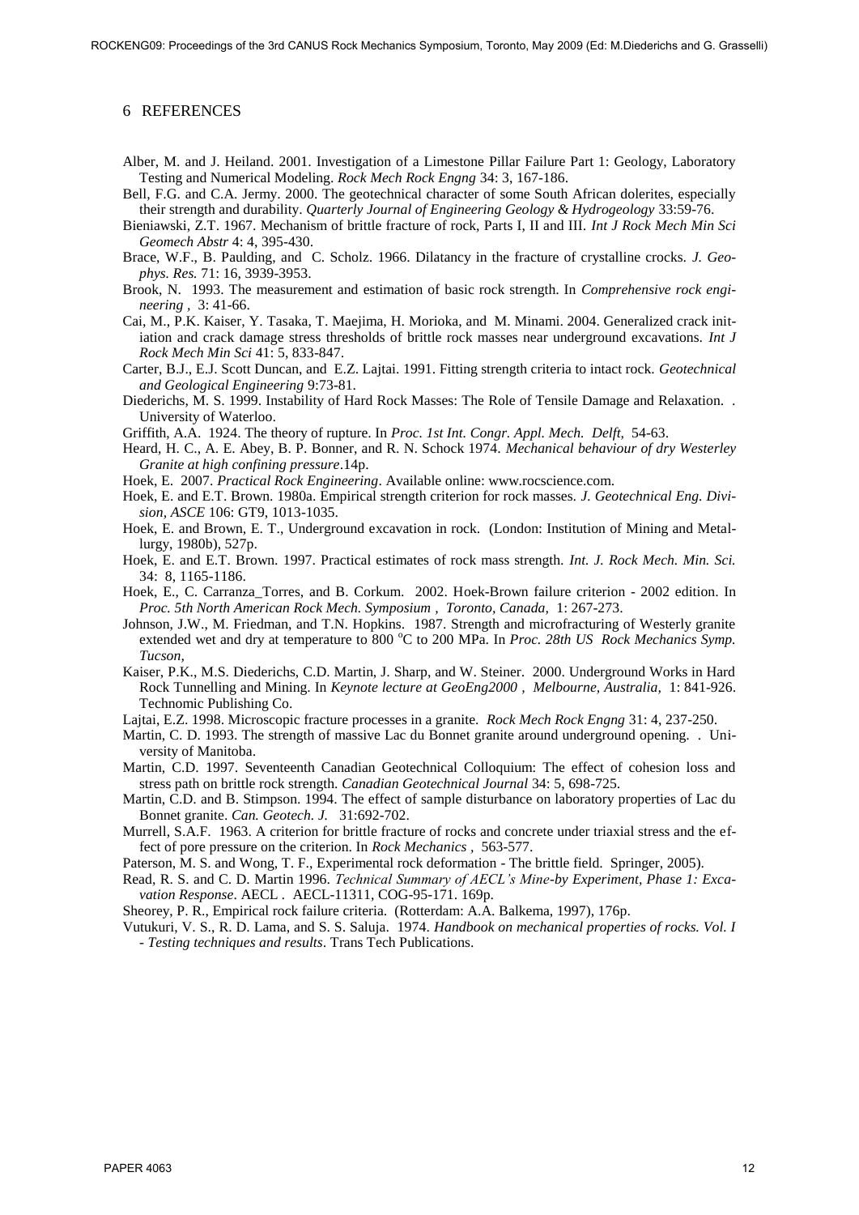## 6 REFERENCES

Alber, M. and J. Heiland. 2001. Investigation of a Limestone Pillar Failure Part 1: Geology, Laboratory Testing and Numerical Modeling. *Rock Mech Rock Engng* 34: 3, 167-186.

Bell, F.G. and C.A. Jermy. 2000. The geotechnical character of some South African dolerites, especially their strength and durability. *Quarterly Journal of Engineering Geology & Hydrogeology* 33:59-76.

Bieniawski, Z.T. 1967. Mechanism of brittle fracture of rock, Parts I, II and III. *Int J Rock Mech Min Sci Geomech Abstr* 4: 4, 395-430.

Brace, W.F., B. Paulding, and C. Scholz. 1966. Dilatancy in the fracture of crystalline crocks. *J. Geophys. Res.* 71: 16, 3939-3953.

Brook, N. 1993. The measurement and estimation of basic rock strength. In *Comprehensive rock engineering* , 3: 41-66.

Cai, M., P.K. Kaiser, Y. Tasaka, T. Maejima, H. Morioka, and M. Minami. 2004. Generalized crack initiation and crack damage stress thresholds of brittle rock masses near underground excavations. *Int J Rock Mech Min Sci* 41: 5, 833-847.

Carter, B.J., E.J. Scott Duncan, and E.Z. Lajtai. 1991. Fitting strength criteria to intact rock. *Geotechnical and Geological Engineering* 9:73-81.

Diederichs, M. S. 1999. Instability of Hard Rock Masses: The Role of Tensile Damage and Relaxation. . University of Waterloo.

Griffith, A.A. 1924. The theory of rupture. In *Proc. 1st Int. Congr. Appl. Mech. Delft,* 54-63.

Heard, H. C., A. E. Abey, B. P. Bonner, and R. N. Schock 1974. *Mechanical behaviour of dry Westerley Granite at high confining pressure*.14p.

Hoek, E. 2007. *Practical Rock Engineering*. Available online: www.rocscience.com.

Hoek, E. and E.T. Brown. 1980a. Empirical strength criterion for rock masses. *J. Geotechnical Eng. Division, ASCE* 106: GT9, 1013-1035.

Hoek, E. and Brown, E. T., Underground excavation in rock. (London: Institution of Mining and Metallurgy, 1980b), 527p.

Hoek, E. and E.T. Brown. 1997. Practical estimates of rock mass strength. *Int. J. Rock Mech. Min. Sci.* 34: 8, 1165-1186.

Hoek, E., C. Carranza_Torres, and B. Corkum. 2002. Hoek-Brown failure criterion - 2002 edition. In *Proc. 5th North American Rock Mech. Symposium , Toronto, Canada,* 1: 267-273.

Johnson, J.W., M. Friedman, and T.N. Hopkins. 1987. Strength and microfracturing of Westerly granite extended wet and dry at temperature to 800 °C to 200 MPa. In *Proc. 28th US Rock Mechanics Symp. Tucson,*

Kaiser, P.K., M.S. Diederichs, C.D. Martin, J. Sharp, and W. Steiner. 2000. Underground Works in Hard Rock Tunnelling and Mining. In *Keynote lecture at GeoEng2000 , Melbourne, Australia,* 1: 841-926. Technomic Publishing Co.

Lajtai, E.Z. 1998. Microscopic fracture processes in a granite. *Rock Mech Rock Engng* 31: 4, 237-250.

Martin, C. D. 1993. The strength of massive Lac du Bonnet granite around underground opening. . University of Manitoba.

Martin, C.D. 1997. Seventeenth Canadian Geotechnical Colloquium: The effect of cohesion loss and stress path on brittle rock strength. *Canadian Geotechnical Journal* 34: 5, 698-725.

Martin, C.D. and B. Stimpson. 1994. The effect of sample disturbance on laboratory properties of Lac du Bonnet granite. *Can. Geotech. J.* 31:692-702.

Murrell, S.A.F. 1963. A criterion for brittle fracture of rocks and concrete under triaxial stress and the effect of pore pressure on the criterion. In *Rock Mechanics* , 563-577.

Paterson, M. S. and Wong, T. F., Experimental rock deformation - The brittle field. Springer, 2005).

Read, R. S. and C. D. Martin 1996. *Technical Summary of AECL's Mine-by Experiment, Phase 1: Excavation Response*. AECL . AECL-11311, COG-95-171. 169p.

Sheorey, P. R., Empirical rock failure criteria. (Rotterdam: A.A. Balkema, 1997), 176p.

Vutukuri, V. S., R. D. Lama, and S. S. Saluja. 1974. *Handbook on mechanical properties of rocks. Vol. I - Testing techniques and results*. Trans Tech Publications.